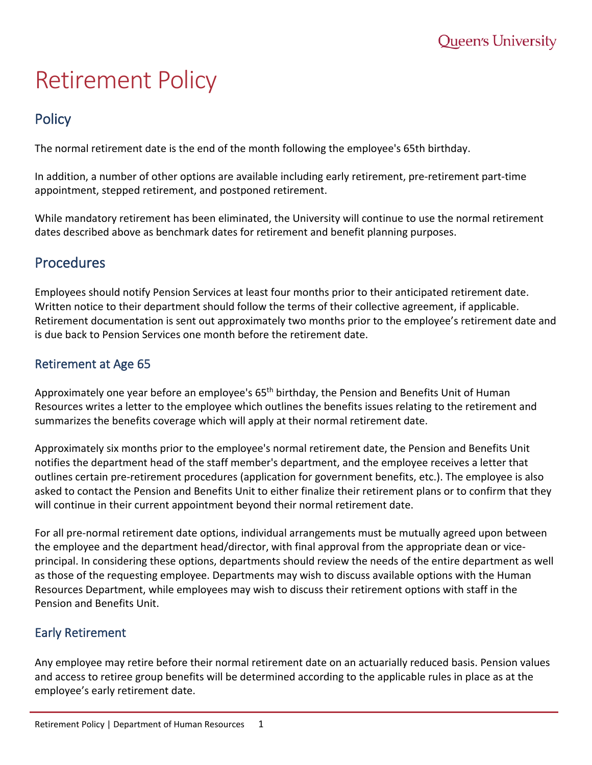# Retirement Policy

## Policy

The normal retirement date is the end of the month following the employee's 65th birthday.

In addition, a number of other options are available including early retirement, pre-retirement part-time appointment, stepped retirement, and postponed retirement.

While mandatory retirement has been eliminated, the University will continue to use the normal retirement dates described above as benchmark dates for retirement and benefit planning purposes.

## Procedures

Employees should notify Pension Services at least four months prior to their anticipated retirement date. Written notice to their department should follow the terms of their collective agreement, if applicable. Retirement documentation is sent out approximately two months prior to the employee's retirement date and is due back to Pension Services one month before the retirement date.

### Retirement at Age 65

Approximately one year before an employee's 65th birthday, the Pension and Benefits Unit of Human Resources writes a letter to the employee which outlines the benefits issues relating to the retirement and summarizes the benefits coverage which will apply at their normal retirement date.

Approximately six months prior to the employee's normal retirement date, the Pension and Benefits Unit notifies the department head of the staff member's department, and the employee receives a letter that outlines certain pre-retirement procedures (application for government benefits, etc.). The employee is also asked to contact the Pension and Benefits Unit to either finalize their retirement plans or to confirm that they will continue in their current appointment beyond their normal retirement date.

For all pre-normal retirement date options, individual arrangements must be mutually agreed upon between the employee and the department head/director, with final approval from the appropriate dean or vice-principal. In considering these options, departments should review the needs of the entire department as well as those of the requesting employee. Departments may wish to discuss available options with the Human Resources Department, while employees may wish to discuss their retirement options with staff in the Pension and Benefits Unit.

### Early Retirement

Any employee may retire before their normal retirement date on an actuarially reduced basis. Pension values and access to retiree group benefits will be determined according to the applicable rules in place as at the employee's early retirement date.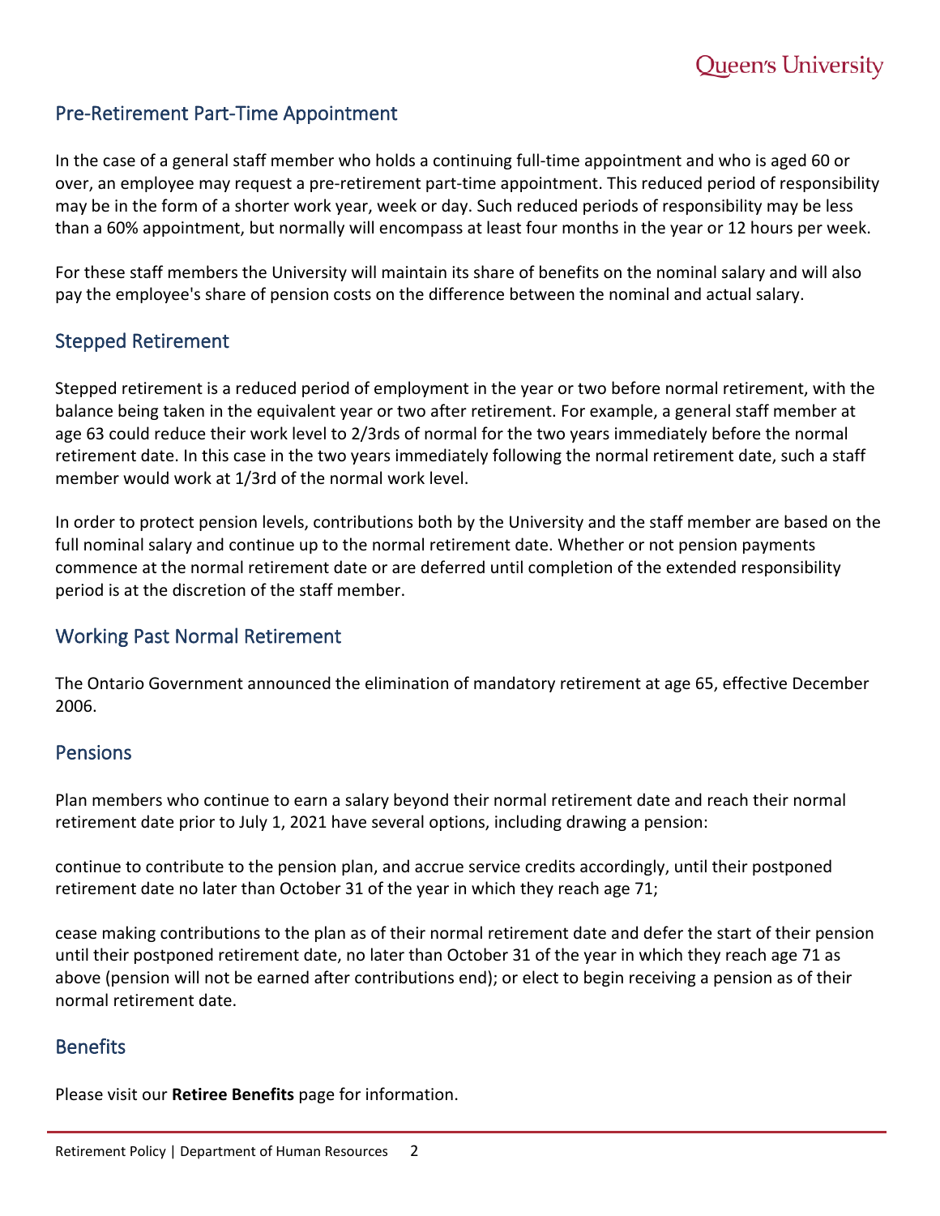## Pre-Retirement Part-Time Appointment

In the case of a general staff member who holds a continuing full-time appointment and who is aged 60 or over, an employee may request a pre-retirement part-time appointment. This reduced period of responsibility may be in the form of a shorter work year, week or day. Such reduced periods of responsibility may be less than a 60% appointment, but normally will encompass at least four months in the year or 12 hours per week.

For these staff members the University will maintain its share of benefits on the nominal salary and will also pay the employee's share of pension costs on the difference between the nominal and actual salary.

## Stepped Retirement

Stepped retirement is a reduced period of employment in the year or two before normal retirement, with the balance being taken in the equivalent year or two after retirement. For example, a general staff member at age 63 could reduce their work level to 2/3rds of normal for the two years immediately before the normal retirement date. In this case in the two years immediately following the normal retirement date, such a staff member would work at 1/3rd of the normal work level.

In order to protect pension levels, contributions both by the University and the staff member are based on the full nominal salary and continue up to the normal retirement date. Whether or not pension payments commence at the normal retirement date or are deferred until completion of the extended responsibility period is at the discretion of the staff member.

## Working Past Normal Retirement

The Ontario Government announced the elimination of mandatory retirement at age 65, effective December 2006.

## Pensions

Plan members who continue to earn a salary beyond their normal retirement date and reach their normal retirement date prior to July 1, 2021 have several options, including drawing a pension:

continue to contribute to the pension plan, and accrue service credits accordingly, until their postponed retirement date no later than October 31 of the year in which they reach age 71;

cease making contributions to the plan as of their normal retirement date and defer the start of their pension until their postponed retirement date, no later than October 31 of the year in which they reach age 71 as above (pension will not be earned after contributions end); or elect to begin receiving a pension as of their normal retirement date.

## Benefits

Please visit our **Retiree Benefits** page for information.